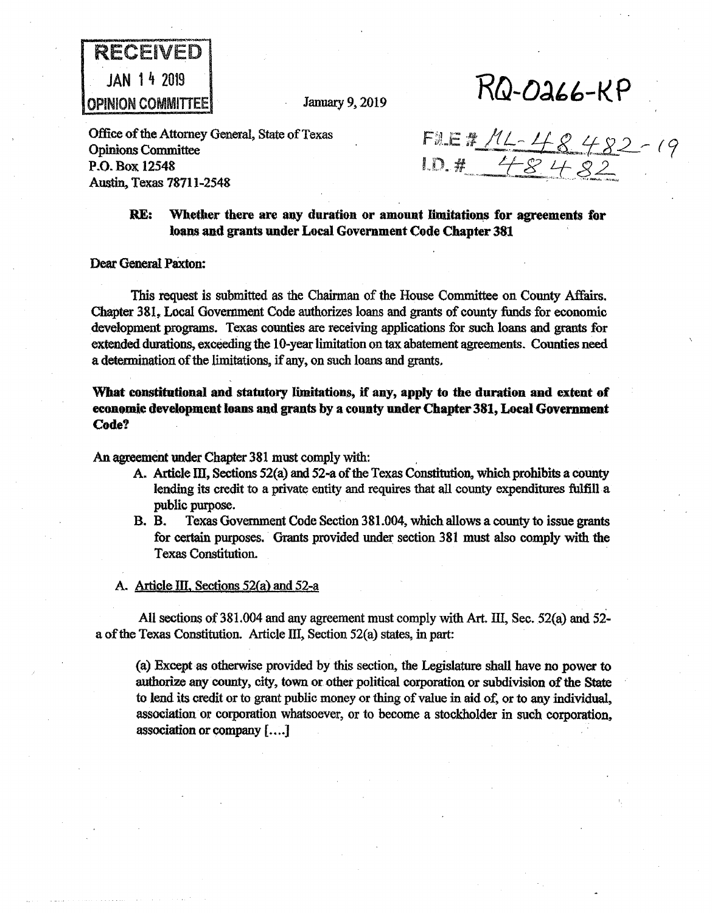RECEIVED
JAN 14 2019
OPINION COMMITTEE

January 9, 2019

RQ-0266-KP

Office of the Attorney General, State of Texas
Opinions Committee
P.O. Box 12548
Austin, Texas 78711-2548

FILE # ML-48482-19
I.D. # 48482

**RE: Whether there are any duration or amount limitations for agreements for loans and grants under Local Government Code Chapter 381**

Dear General Paxton:

This request is submitted as the Chairman of the House Committee on County Affairs. Chapter 381, Local Government Code authorizes loans and grants of county funds for economic development programs. Texas counties are receiving applications for such loans and grants for extended durations, exceeding the 10-year limitation on tax abatement agreements. Counties need a determination of the limitations, if any, on such loans and grants.

**What constitutional and statutory limitations, if any, apply to the duration and extent of economic development loans and grants by a county under Chapter 381, Local Government Code?**

An agreement under Chapter 381 must comply with:

A. Article III, Sections 52(a) and 52-a of the Texas Constitution, which prohibits a county lending its credit to a private entity and requires that all county expenditures fulfill a public purpose.

B. B. Texas Government Code Section 381.004, which allows a county to issue grants for certain purposes. Grants provided under section 381 must also comply with the Texas Constitution.

A. Article III, Sections 52(a) and 52-a

All sections of 381.004 and any agreement must comply with Art. III, Sec. 52(a) and 52-a of the Texas Constitution. Article III, Section 52(a) states, in part:

> (a) Except as otherwise provided by this section, the Legislature shall have no power to authorize any county, city, town or other political corporation or subdivision of the State to lend its credit or to grant public money or thing of value in aid of, or to any individual, association or corporation whatsoever, or to become a stockholder in such corporation, association or company [....]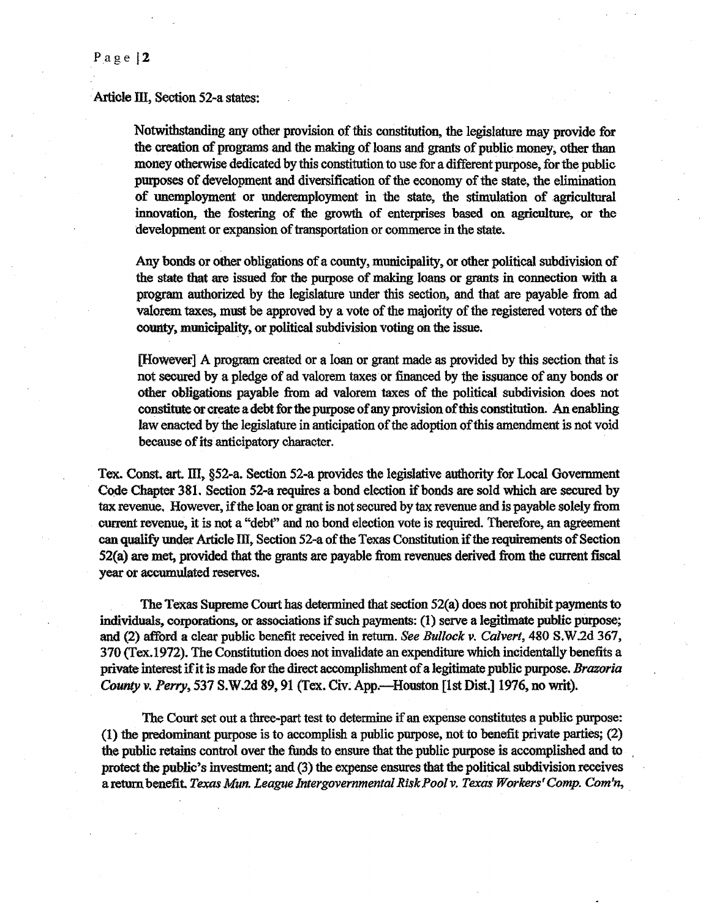Article III, Section 52-a states:

> Notwithstanding any other provision of this constitution, the legislature may provide for the creation of programs and the making of loans and grants of public money, other than money otherwise dedicated by this constitution to use for a different purpose, for the public purposes of development and diversification of the economy of the state, the elimination of unemployment or underemployment in the state, the stimulation of agricultural innovation, the fostering of the growth of enterprises based on agriculture, or the development or expansion of transportation or commerce in the state.
>
> Any bonds or other obligations of a county, municipality, or other political subdivision of the state that are issued for the purpose of making loans or grants in connection with a program authorized by the legislature under this section, and that are payable from ad valorem taxes, must be approved by a vote of the majority of the registered voters of the county, municipality, or political subdivision voting on the issue.
>
> [However] A program created or a loan or grant made as provided by this section that is not secured by a pledge of ad valorem taxes or financed by the issuance of any bonds or other obligations payable from ad valorem taxes of the political subdivision does not constitute or create a debt for the purpose of any provision of this constitution. An enabling law enacted by the legislature in anticipation of the adoption of this amendment is not void because of its anticipatory character.

Tex. Const. art. III, §52-a. Section 52-a provides the legislative authority for Local Government Code Chapter 381. Section 52-a requires a bond election if bonds are sold which are secured by tax revenue. However, if the loan or grant is not secured by tax revenue and is payable solely from current revenue, it is not a "debt" and no bond election vote is required. Therefore, an agreement can qualify under Article III, Section 52-a of the Texas Constitution if the requirements of Section 52(a) are met, provided that the grants are payable from revenues derived from the current fiscal year or accumulated reserves.

The Texas Supreme Court has determined that section 52(a) does not prohibit payments to individuals, corporations, or associations if such payments: (1) serve a legitimate public purpose; and (2) afford a clear public benefit received in return. *See Bullock v. Calvert*, 480 S.W.2d 367, 370 (Tex.1972). The Constitution does not invalidate an expenditure which incidentally benefits a private interest if it is made for the direct accomplishment of a legitimate public purpose. *Brazoria County v. Perry*, 537 S.W.2d 89, 91 (Tex. Civ. App.—Houston [1st Dist.] 1976, no writ).

The Court set out a three-part test to determine if an expense constitutes a public purpose: (1) the predominant purpose is to accomplish a public purpose, not to benefit private parties; (2) the public retains control over the funds to ensure that the public purpose is accomplished and to protect the public's investment; and (3) the expense ensures that the political subdivision receives a return benefit. *Texas Mun. League Intergovernmental Risk Pool v. Texas Workers' Comp. Com'n*,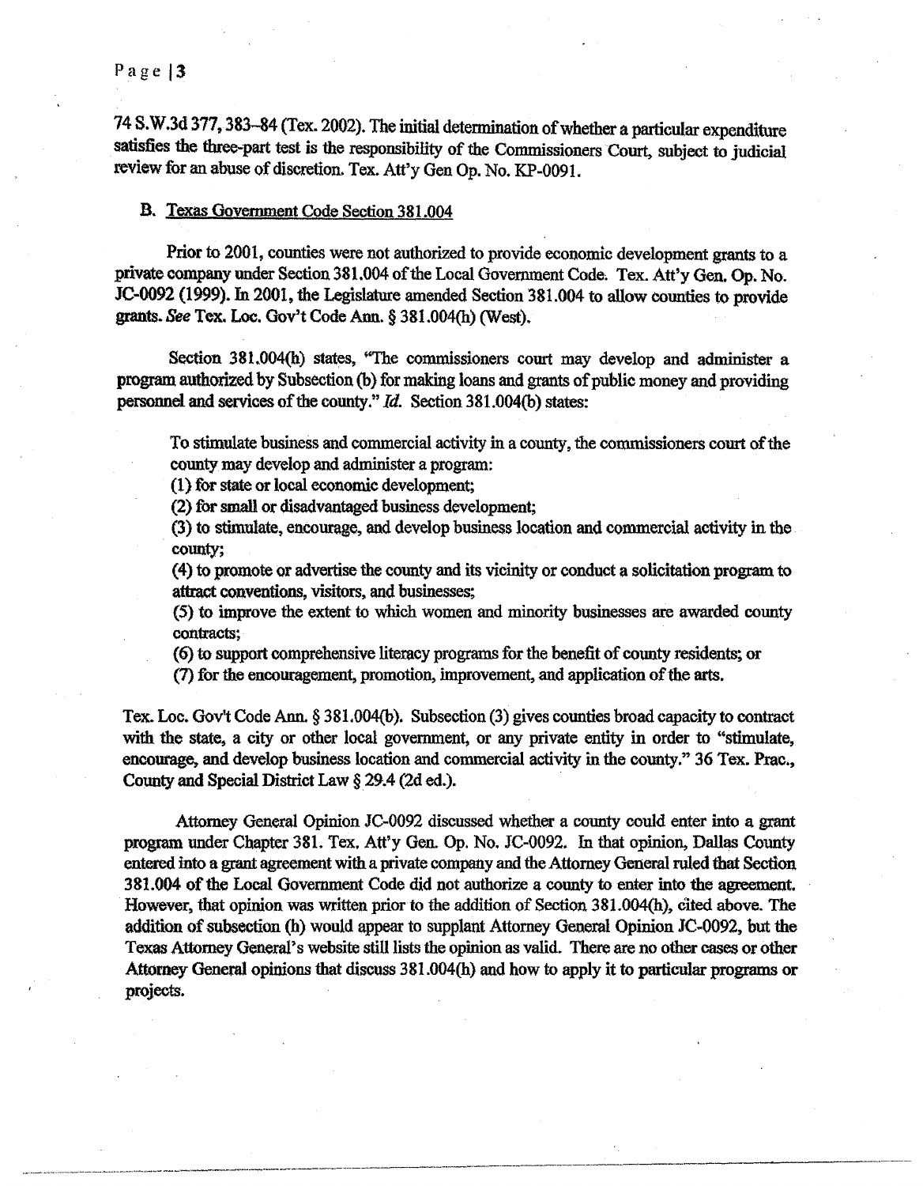74 S.W.3d 377, 383–84 (Tex. 2002). The initial determination of whether a particular expenditure satisfies the three-part test is the responsibility of the Commissioners Court, subject to judicial review for an abuse of discretion. Tex. Att'y Gen Op. No. KP-0091.

### B. Texas Government Code Section 381.004

Prior to 2001, counties were not authorized to provide economic development grants to a private company under Section 381.004 of the Local Government Code. Tex. Att'y Gen. Op. No. JC-0092 (1999). In 2001, the Legislature amended Section 381.004 to allow counties to provide grants. *See* Tex. Loc. Gov't Code Ann. § 381.004(h) (West).

Section 381.004(h) states, "The commissioners court may develop and administer a program authorized by Subsection (b) for making loans and grants of public money and providing personnel and services of the county." *Id.* Section 381.004(b) states:

> To stimulate business and commercial activity in a county, the commissioners court of the county may develop and administer a program:
> (1) for state or local economic development;
> (2) for small or disadvantaged business development;
> (3) to stimulate, encourage, and develop business location and commercial activity in the county;
> (4) to promote or advertise the county and its vicinity or conduct a solicitation program to attract conventions, visitors, and businesses;
> (5) to improve the extent to which women and minority businesses are awarded county contracts;
> (6) to support comprehensive literacy programs for the benefit of county residents; or
> (7) for the encouragement, promotion, improvement, and application of the arts.

Tex. Loc. Gov't Code Ann. § 381.004(b). Subsection (3) gives counties broad capacity to contract with the state, a city or other local government, or any private entity in order to "stimulate, encourage, and develop business location and commercial activity in the county." 36 Tex. Prac., County and Special District Law § 29.4 (2d ed.).

Attorney General Opinion JC-0092 discussed whether a county could enter into a grant program under Chapter 381. Tex. Att'y Gen. Op. No. JC-0092. In that opinion, Dallas County entered into a grant agreement with a private company and the Attorney General ruled that Section 381.004 of the Local Government Code did not authorize a county to enter into the agreement. However, that opinion was written prior to the addition of Section 381.004(h), cited above. The addition of subsection (h) would appear to supplant Attorney General Opinion JC-0092, but the Texas Attorney General's website still lists the opinion as valid. There are no other cases or other Attorney General opinions that discuss 381.004(h) and how to apply it to particular programs or projects.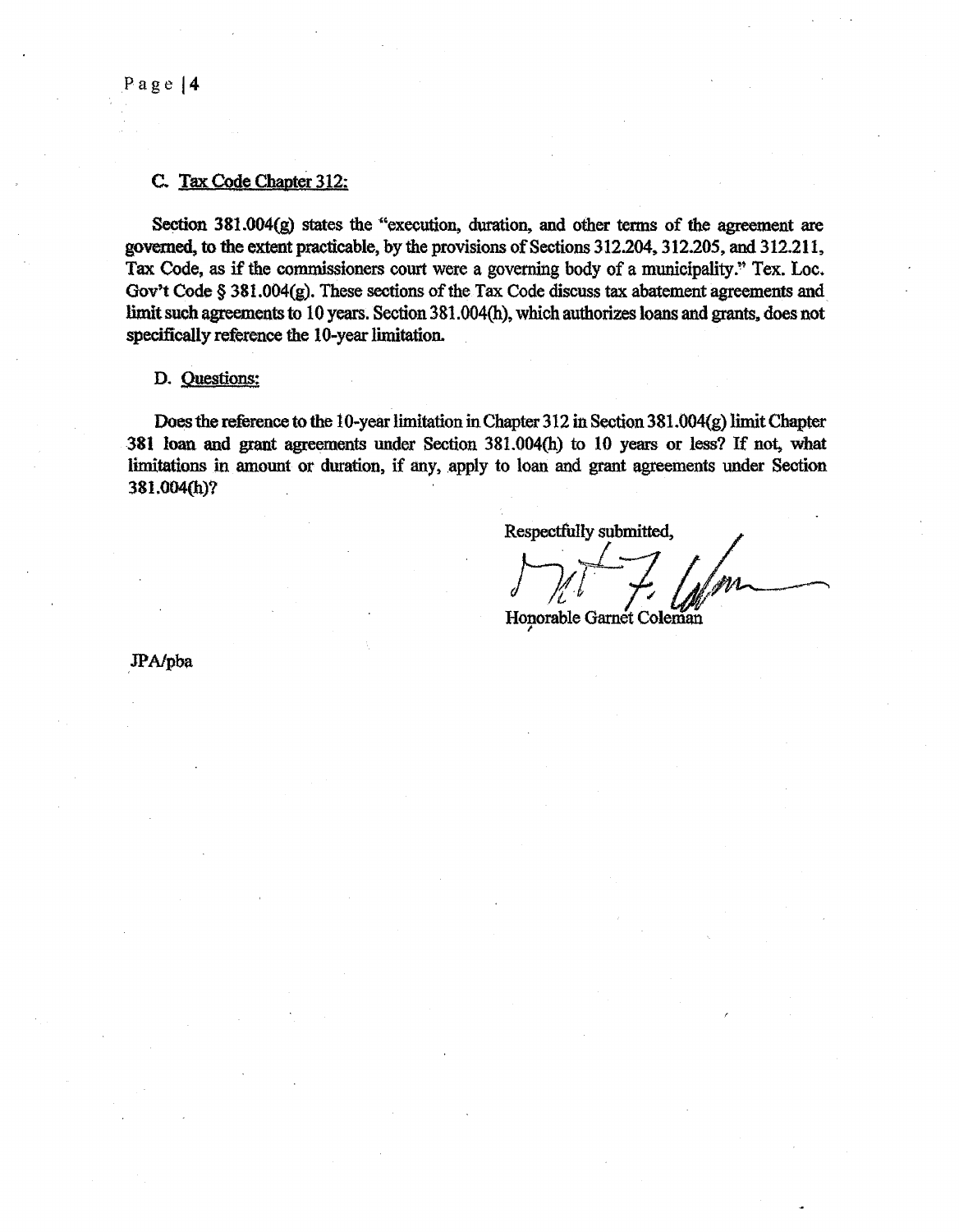### C. Tax Code Chapter 312:

Section 381.004(g) states the "execution, duration, and other terms of the agreement are governed, to the extent practicable, by the provisions of Sections 312.204, 312.205, and 312.211, Tax Code, as if the commissioners court were a governing body of a municipality." Tex. Loc. Gov't Code § 381.004(g). These sections of the Tax Code discuss tax abatement agreements and limit such agreements to 10 years. Section 381.004(h), which authorizes loans and grants, does not specifically reference the 10-year limitation.

### D. Questions:

Does the reference to the 10-year limitation in Chapter 312 in Section 381.004(g) limit Chapter 381 loan and grant agreements under Section 381.004(h) to 10 years or less? If not, what limitations in amount or duration, if any, apply to loan and grant agreements under Section 381.004(h)?

Respectfully submitted,

Honorable Garnet Coleman

JPA/pba